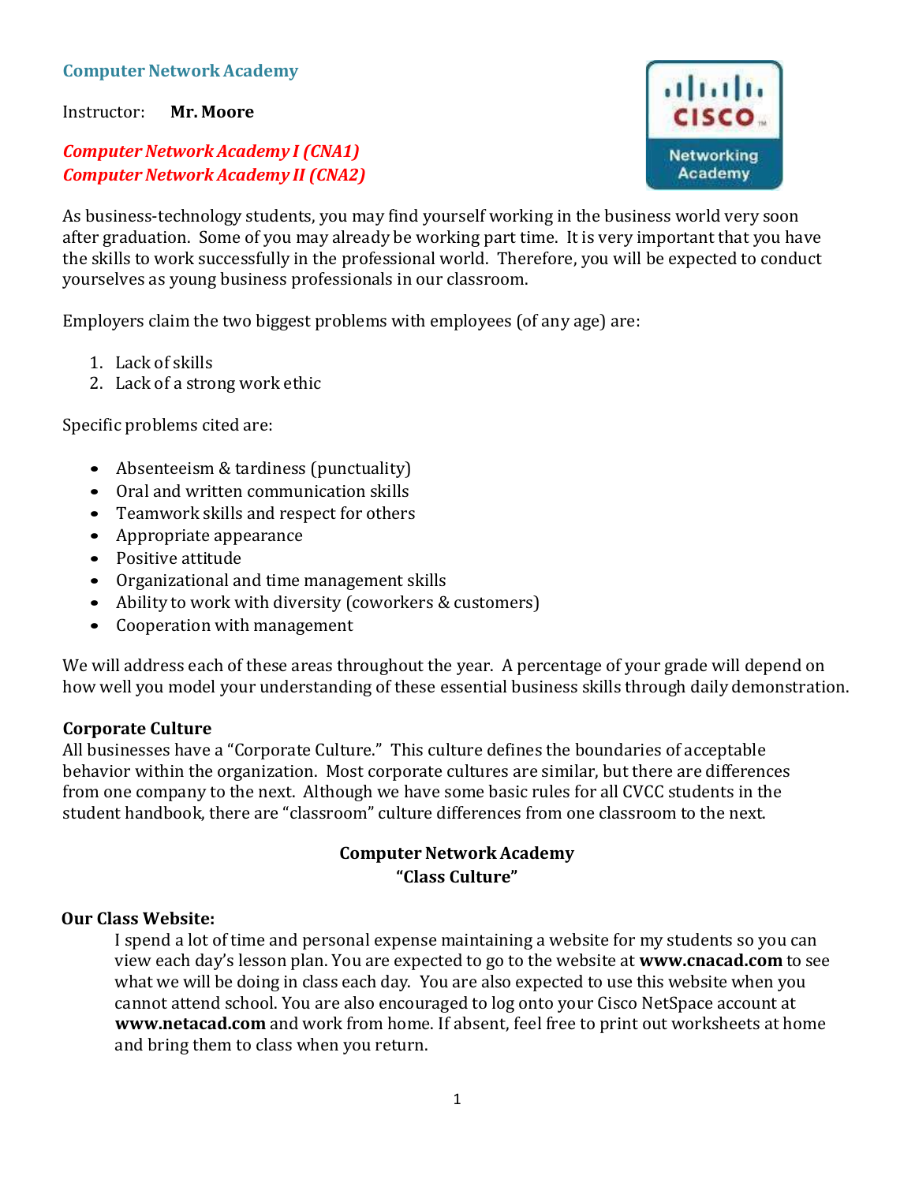## Computer Network Academy

Instructor: **Mr. Moore**

***Computer Network Academy I (CNA1)***
***Computer Network Academy II (CNA2)***

As business-technology students, you may find yourself working in the business world very soon after graduation. Some of you may already be working part time. It is very important that you have the skills to work successfully in the professional world. Therefore, you will be expected to conduct yourselves as young business professionals in our classroom.

Employers claim the two biggest problems with employees (of any age) are:

1. Lack of skills
2. Lack of a strong work ethic

Specific problems cited are:

- Absenteeism & tardiness (punctuality)
- Oral and written communication skills
- Teamwork skills and respect for others
- Appropriate appearance
- Positive attitude
- Organizational and time management skills
- Ability to work with diversity (coworkers & customers)
- Cooperation with management

We will address each of these areas throughout the year. A percentage of your grade will depend on how well you model your understanding of these essential business skills through daily demonstration.

**Corporate Culture**
All businesses have a "Corporate Culture." This culture defines the boundaries of acceptable behavior within the organization. Most corporate cultures are similar, but there are differences from one company to the next. Although we have some basic rules for all CVCC students in the student handbook, there are "classroom" culture differences from one classroom to the next.

**Computer Network Academy**
**"Class Culture"**

**Our Class Website:**

I spend a lot of time and personal expense maintaining a website for my students so you can view each day's lesson plan. You are expected to go to the website at **www.cnacad.com** to see what we will be doing in class each day. You are also expected to use this website when you cannot attend school. You are also encouraged to log onto your Cisco NetSpace account at **www.netacad.com** and work from home. If absent, feel free to print out worksheets at home and bring them to class when you return.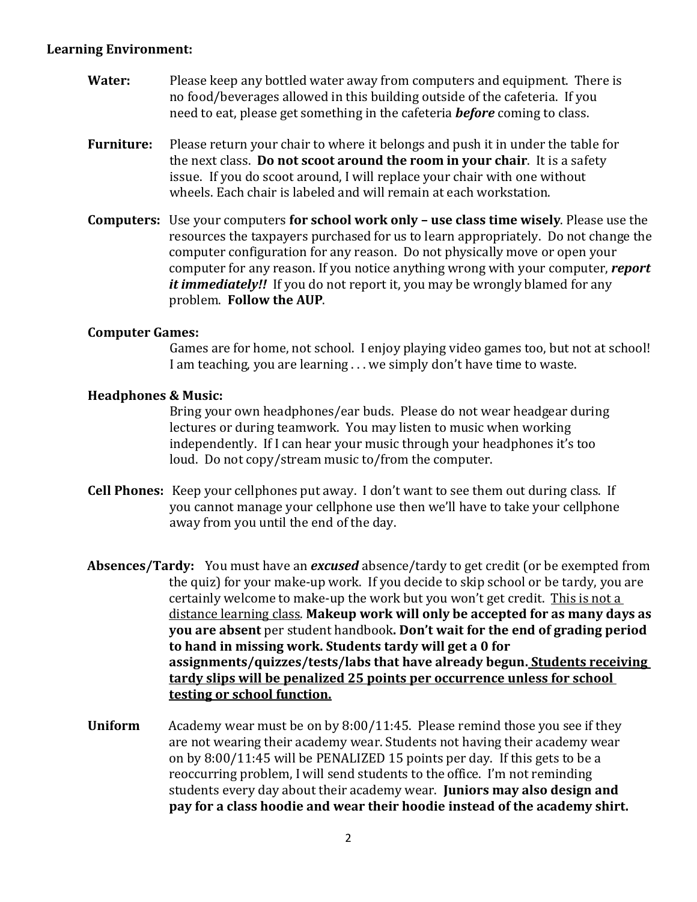**Learning Environment:**

**Water:** Please keep any bottled water away from computers and equipment. There is no food/beverages allowed in this building outside of the cafeteria. If you need to eat, please get something in the cafeteria ***before*** coming to class.

**Furniture:** Please return your chair to where it belongs and push it in under the table for the next class. **Do not scoot around the room in your chair**. It is a safety issue. If you do scoot around, I will replace your chair with one without wheels. Each chair is labeled and will remain at each workstation.

**Computers:** Use your computers **for school work only – use class time wisely**. Please use the resources the taxpayers purchased for us to learn appropriately. Do not change the computer configuration for any reason. Do not physically move or open your computer for any reason. If you notice anything wrong with your computer, ***report it immediately!!*** If you do not report it, you may be wrongly blamed for any problem. **Follow the AUP**.

**Computer Games:**

Games are for home, not school. I enjoy playing video games too, but not at school! I am teaching, you are learning . . . we simply don't have time to waste.

**Headphones & Music:**

Bring your own headphones/ear buds. Please do not wear headgear during lectures or during teamwork. You may listen to music when working independently. If I can hear your music through your headphones it's too loud. Do not copy/stream music to/from the computer.

**Cell Phones:** Keep your cellphones put away. I don't want to see them out during class. If you cannot manage your cellphone use then we'll have to take your cellphone away from you until the end of the day.

**Absences/Tardy:** You must have an ***excused*** absence/tardy to get credit (or be exempted from the quiz) for your make-up work. If you decide to skip school or be tardy, you are certainly welcome to make-up the work but you won't get credit. <u>This is not a distance learning class</u>. **Makeup work will only be accepted for as many days as you are absent** per student handbook**. Don't wait for the end of grading period to hand in missing work. Students tardy will get a 0 for assignments/quizzes/tests/labs that have already begun. <u>Students receiving tardy slips will be penalized 25 points per occurrence unless for school testing or school function.</u>**

**Uniform** Academy wear must be on by 8:00/11:45. Please remind those you see if they are not wearing their academy wear. Students not having their academy wear on by 8:00/11:45 will be PENALIZED 15 points per day. If this gets to be a reoccurring problem, I will send students to the office. I'm not reminding students every day about their academy wear. **Juniors may also design and pay for a class hoodie and wear their hoodie instead of the academy shirt.**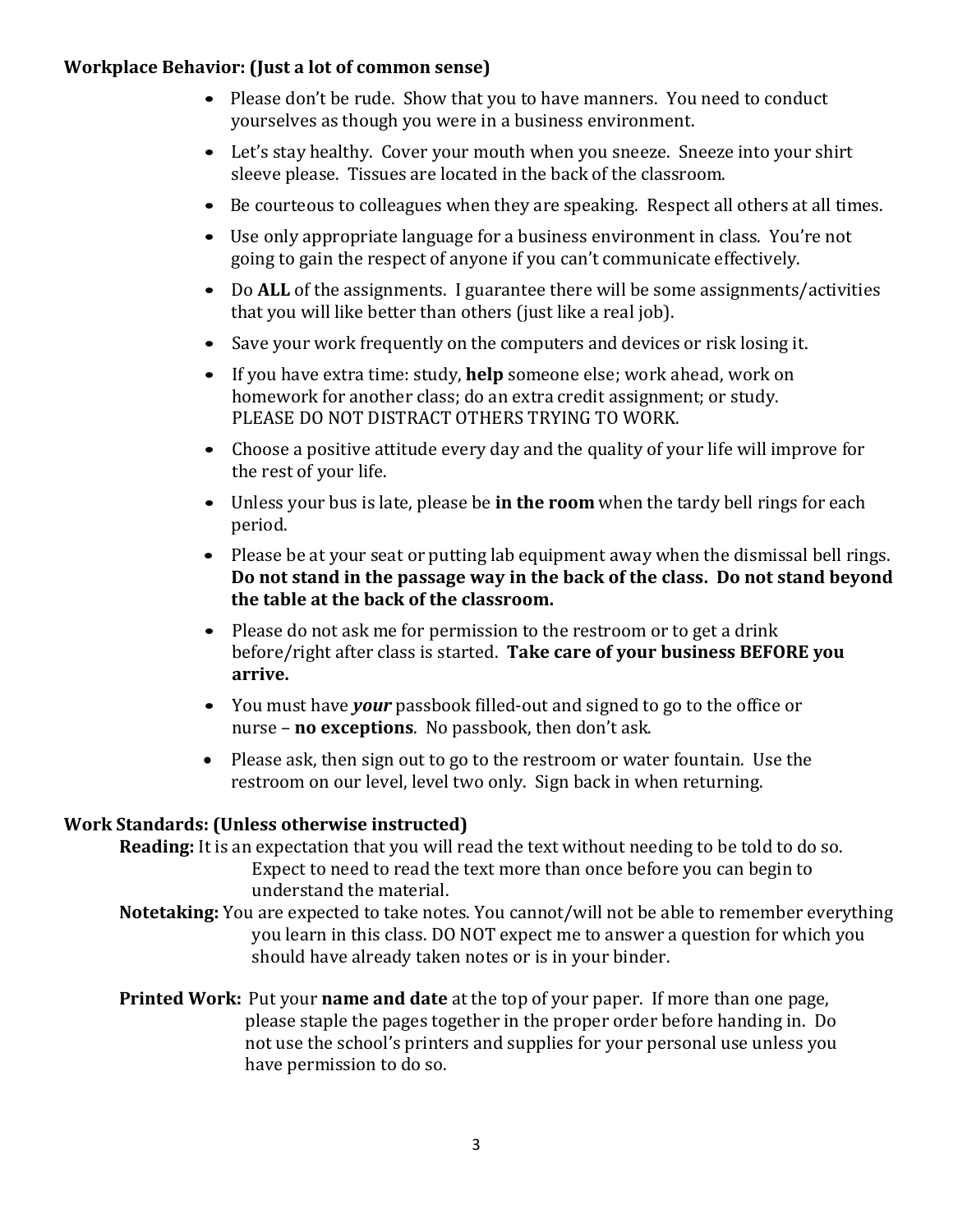**Workplace Behavior: (Just a lot of common sense)**

- Please don't be rude. Show that you to have manners. You need to conduct yourselves as though you were in a business environment.
- Let's stay healthy. Cover your mouth when you sneeze. Sneeze into your shirt sleeve please. Tissues are located in the back of the classroom.
- Be courteous to colleagues when they are speaking. Respect all others at all times.
- Use only appropriate language for a business environment in class. You're not going to gain the respect of anyone if you can't communicate effectively.
- Do **ALL** of the assignments. I guarantee there will be some assignments/activities that you will like better than others (just like a real job).
- Save your work frequently on the computers and devices or risk losing it.
- If you have extra time: study, **help** someone else; work ahead, work on homework for another class; do an extra credit assignment; or study. PLEASE DO NOT DISTRACT OTHERS TRYING TO WORK.
- Choose a positive attitude every day and the quality of your life will improve for the rest of your life.
- Unless your bus is late, please be **in the room** when the tardy bell rings for each period.
- Please be at your seat or putting lab equipment away when the dismissal bell rings. **Do not stand in the passage way in the back of the class. Do not stand beyond the table at the back of the classroom.**
- Please do not ask me for permission to the restroom or to get a drink before/right after class is started. **Take care of your business BEFORE you arrive.**
- You must have ***your*** passbook filled-out and signed to go to the office or nurse – **no exceptions**. No passbook, then don't ask.
- Please ask, then sign out to go to the restroom or water fountain. Use the restroom on our level, level two only. Sign back in when returning.

**Work Standards: (Unless otherwise instructed)**

**Reading:** It is an expectation that you will read the text without needing to be told to do so. Expect to need to read the text more than once before you can begin to understand the material.

**Notetaking:** You are expected to take notes. You cannot/will not be able to remember everything you learn in this class. DO NOT expect me to answer a question for which you should have already taken notes or is in your binder.

**Printed Work:** Put your **name and date** at the top of your paper. If more than one page, please staple the pages together in the proper order before handing in. Do not use the school's printers and supplies for your personal use unless you have permission to do so.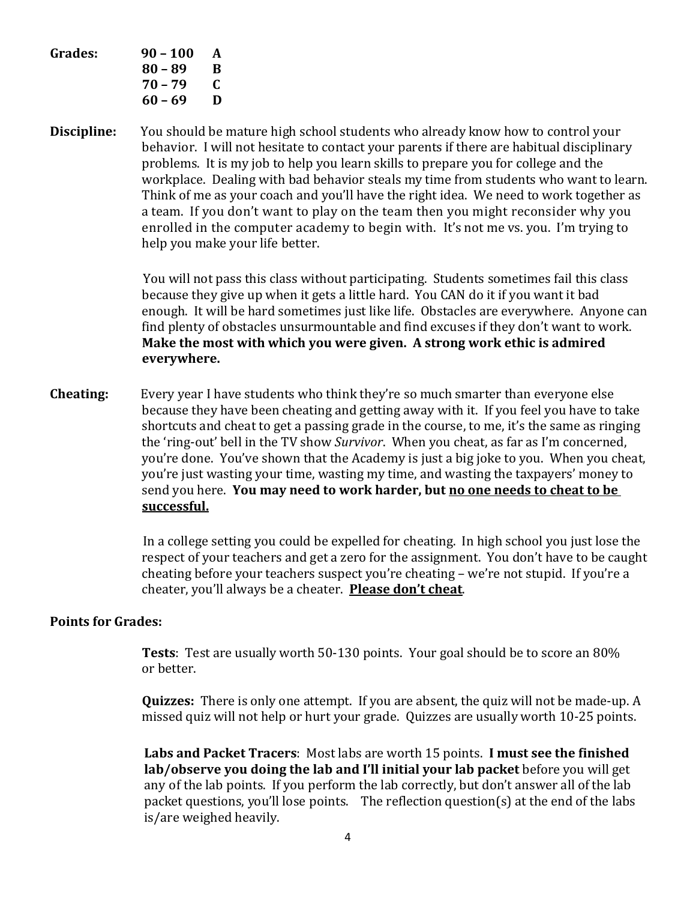**Grades:**

| | |
|---|---|
| **90 – 100** | **A** |
| **80 – 89** | **B** |
| **70 – 79** | **C** |
| **60 – 69** | **D** |

**Discipline:** You should be mature high school students who already know how to control your behavior. I will not hesitate to contact your parents if there are habitual disciplinary problems. It is my job to help you learn skills to prepare you for college and the workplace. Dealing with bad behavior steals my time from students who want to learn. Think of me as your coach and you'll have the right idea. We need to work together as a team. If you don't want to play on the team then you might reconsider why you enrolled in the computer academy to begin with. It's not me vs. you. I'm trying to help you make your life better.

You will not pass this class without participating. Students sometimes fail this class because they give up when it gets a little hard. You CAN do it if you want it bad enough. It will be hard sometimes just like life. Obstacles are everywhere. Anyone can find plenty of obstacles unsurmountable and find excuses if they don't want to work. **Make the most with which you were given. A strong work ethic is admired everywhere.**

**Cheating:** Every year I have students who think they're so much smarter than everyone else because they have been cheating and getting away with it. If you feel you have to take shortcuts and cheat to get a passing grade in the course, to me, it's the same as ringing the 'ring-out' bell in the TV show *Survivor*. When you cheat, as far as I'm concerned, you're done. You've shown that the Academy is just a big joke to you. When you cheat, you're just wasting your time, wasting my time, and wasting the taxpayers' money to send you here. **You may need to work harder, but <u>no one needs to cheat to be successful.</u>**

In a college setting you could be expelled for cheating. In high school you just lose the respect of your teachers and get a zero for the assignment. You don't have to be caught cheating before your teachers suspect you're cheating – we're not stupid. If you're a cheater, you'll always be a cheater. **<u>Please don't cheat</u>**.

**Points for Grades:**

**Tests**: Test are usually worth 50-130 points. Your goal should be to score an 80% or better.

**Quizzes:** There is only one attempt. If you are absent, the quiz will not be made-up. A missed quiz will not help or hurt your grade. Quizzes are usually worth 10-25 points.

**Labs and Packet Tracers**: Most labs are worth 15 points. **I must see the finished lab/observe you doing the lab and I'll initial your lab packet** before you will get any of the lab points. If you perform the lab correctly, but don't answer all of the lab packet questions, you'll lose points. The reflection question(s) at the end of the labs is/are weighed heavily.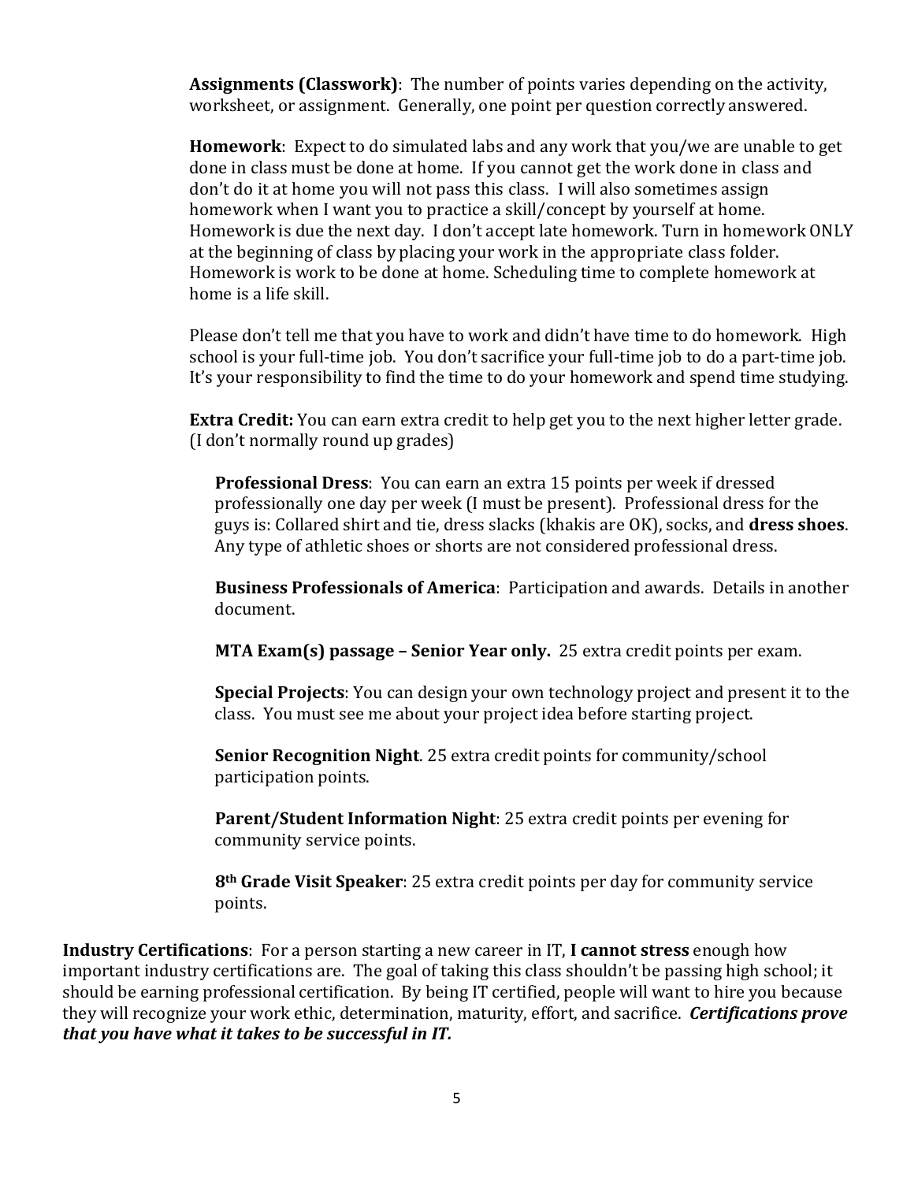**Assignments (Classwork)**: The number of points varies depending on the activity, worksheet, or assignment. Generally, one point per question correctly answered.

**Homework**: Expect to do simulated labs and any work that you/we are unable to get done in class must be done at home. If you cannot get the work done in class and don't do it at home you will not pass this class. I will also sometimes assign homework when I want you to practice a skill/concept by yourself at home. Homework is due the next day. I don't accept late homework. Turn in homework ONLY at the beginning of class by placing your work in the appropriate class folder. Homework is work to be done at home. Scheduling time to complete homework at home is a life skill.

Please don't tell me that you have to work and didn't have time to do homework. High school is your full-time job. You don't sacrifice your full-time job to do a part-time job. It's your responsibility to find the time to do your homework and spend time studying.

**Extra Credit:** You can earn extra credit to help get you to the next higher letter grade. (I don't normally round up grades)

**Professional Dress**: You can earn an extra 15 points per week if dressed professionally one day per week (I must be present). Professional dress for the guys is: Collared shirt and tie, dress slacks (khakis are OK), socks, and **dress shoes**. Any type of athletic shoes or shorts are not considered professional dress.

**Business Professionals of America**: Participation and awards. Details in another document.

**MTA Exam(s) passage – Senior Year only.** 25 extra credit points per exam.

**Special Projects**: You can design your own technology project and present it to the class. You must see me about your project idea before starting project.

**Senior Recognition Night**. 25 extra credit points for community/school participation points.

**Parent/Student Information Night**: 25 extra credit points per evening for community service points.

**8th Grade Visit Speaker**: 25 extra credit points per day for community service points.

**Industry Certifications**: For a person starting a new career in IT, **I cannot stress** enough how important industry certifications are. The goal of taking this class shouldn't be passing high school; it should be earning professional certification. By being IT certified, people will want to hire you because they will recognize your work ethic, determination, maturity, effort, and sacrifice. ***Certifications prove that you have what it takes to be successful in IT.***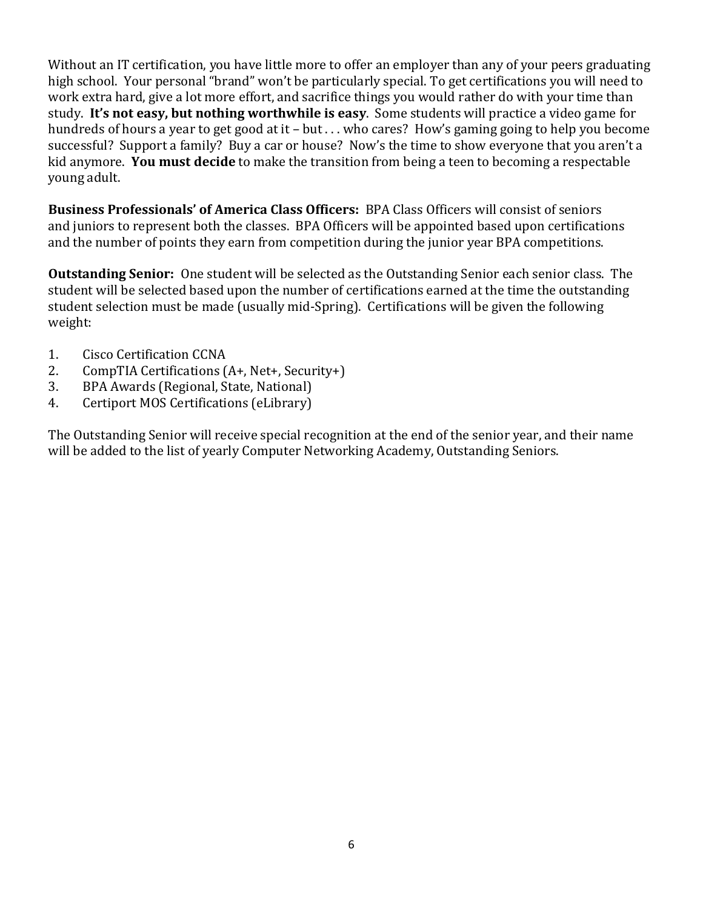Without an IT certification, you have little more to offer an employer than any of your peers graduating high school. Your personal "brand" won't be particularly special. To get certifications you will need to work extra hard, give a lot more effort, and sacrifice things you would rather do with your time than study. **It's not easy, but nothing worthwhile is easy**. Some students will practice a video game for hundreds of hours a year to get good at it – but . . . who cares? How's gaming going to help you become successful? Support a family? Buy a car or house? Now's the time to show everyone that you aren't a kid anymore. **You must decide** to make the transition from being a teen to becoming a respectable young adult.

**Business Professionals' of America Class Officers:** BPA Class Officers will consist of seniors and juniors to represent both the classes. BPA Officers will be appointed based upon certifications and the number of points they earn from competition during the junior year BPA competitions.

**Outstanding Senior:** One student will be selected as the Outstanding Senior each senior class. The student will be selected based upon the number of certifications earned at the time the outstanding student selection must be made (usually mid-Spring). Certifications will be given the following weight:

1. Cisco Certification CCNA
2. CompTIA Certifications (A+, Net+, Security+)
3. BPA Awards (Regional, State, National)
4. Certiport MOS Certifications (eLibrary)

The Outstanding Senior will receive special recognition at the end of the senior year, and their name will be added to the list of yearly Computer Networking Academy, Outstanding Seniors.